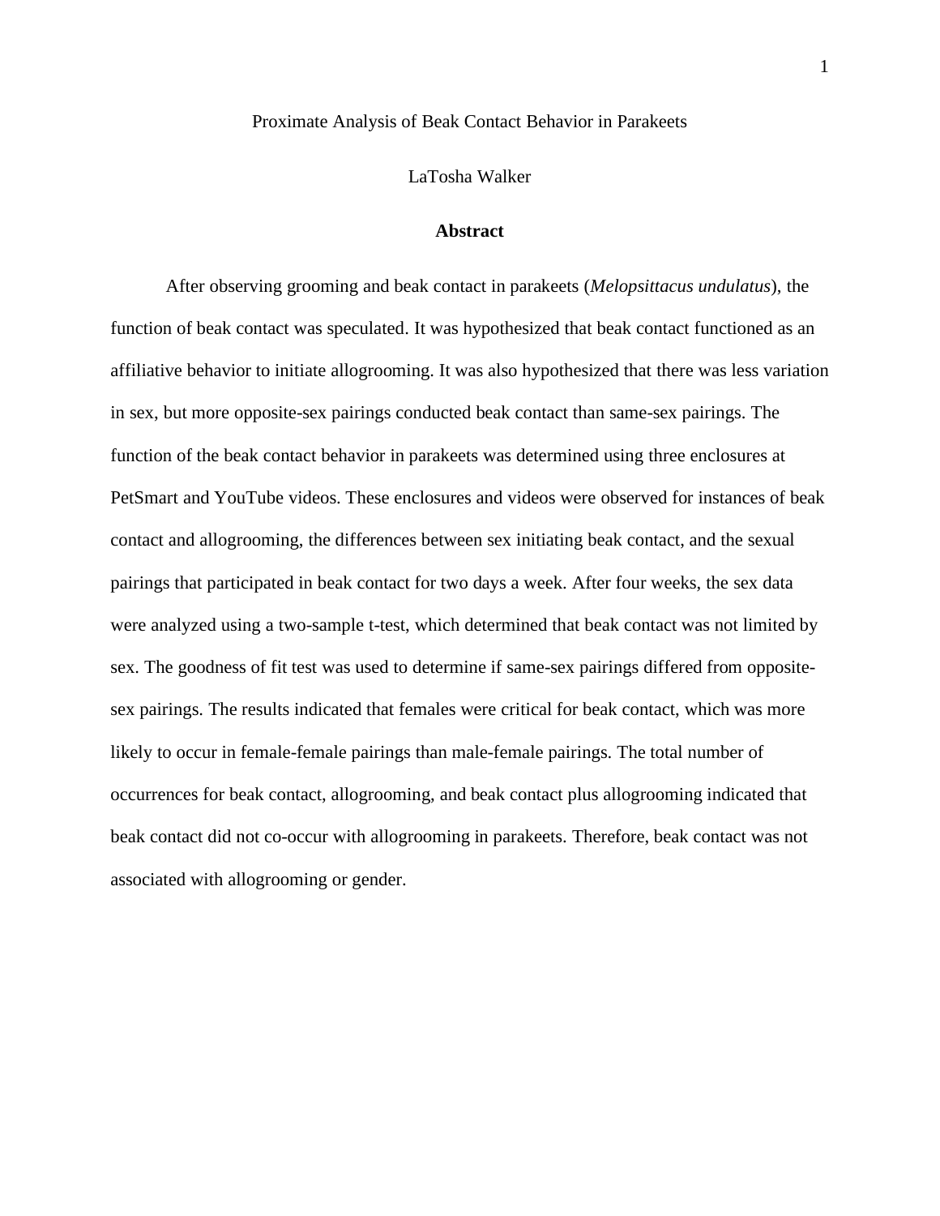# Proximate Analysis of Beak Contact Behavior in Parakeets

LaTosha Walker

## Abstract

After observing grooming and beak contact in parakeets (*Melopsittacus undulatus*), the function of beak contact was speculated. It was hypothesized that beak contact functioned as an affiliative behavior to initiate allogrooming. It was also hypothesized that there was less variation in sex, but more opposite-sex pairings conducted beak contact than same-sex pairings. The function of the beak contact behavior in parakeets was determined using three enclosures at PetSmart and YouTube videos. These enclosures and videos were observed for instances of beak contact and allogrooming, the differences between sex initiating beak contact, and the sexual pairings that participated in beak contact for two days a week. After four weeks, the sex data were analyzed using a two-sample t-test, which determined that beak contact was not limited by sex. The goodness of fit test was used to determine if same-sex pairings differed from opposite-sex pairings. The results indicated that females were critical for beak contact, which was more likely to occur in female-female pairings than male-female pairings. The total number of occurrences for beak contact, allogrooming, and beak contact plus allogrooming indicated that beak contact did not co-occur with allogrooming in parakeets. Therefore, beak contact was not associated with allogrooming or gender.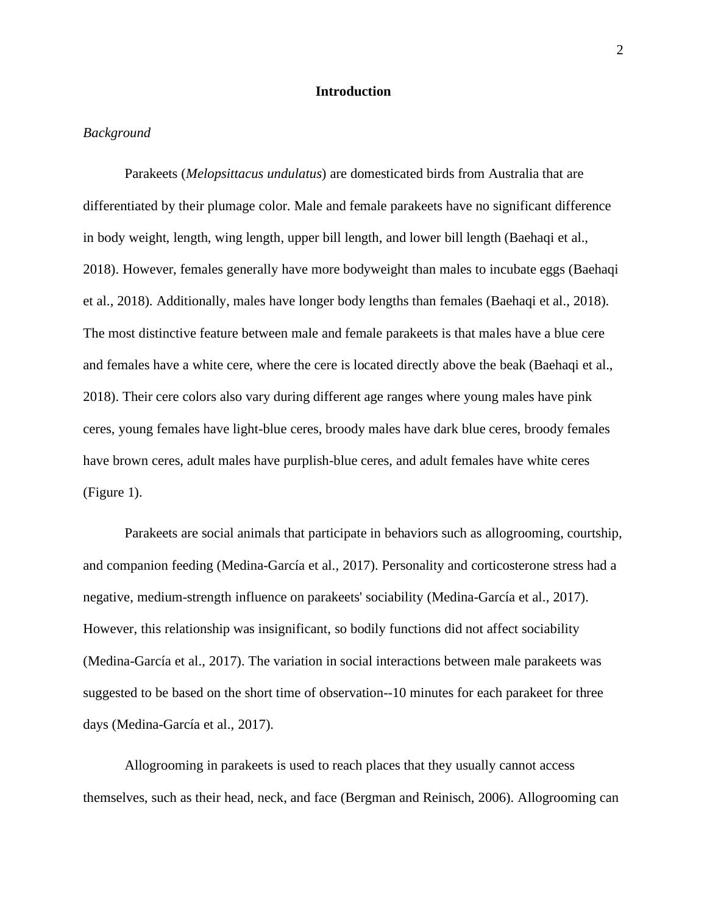## Introduction

*Background*

Parakeets (*Melopsittacus undulatus*) are domesticated birds from Australia that are differentiated by their plumage color. Male and female parakeets have no significant difference in body weight, length, wing length, upper bill length, and lower bill length (Baehaqi et al., 2018). However, females generally have more bodyweight than males to incubate eggs (Baehaqi et al., 2018). Additionally, males have longer body lengths than females (Baehaqi et al., 2018). The most distinctive feature between male and female parakeets is that males have a blue cere and females have a white cere, where the cere is located directly above the beak (Baehaqi et al., 2018). Their cere colors also vary during different age ranges where young males have pink ceres, young females have light-blue ceres, broody males have dark blue ceres, broody females have brown ceres, adult males have purplish-blue ceres, and adult females have white ceres (Figure 1).

Parakeets are social animals that participate in behaviors such as allogrooming, courtship, and companion feeding (Medina-García et al., 2017). Personality and corticosterone stress had a negative, medium-strength influence on parakeets' sociability (Medina-García et al., 2017). However, this relationship was insignificant, so bodily functions did not affect sociability (Medina-García et al., 2017). The variation in social interactions between male parakeets was suggested to be based on the short time of observation--10 minutes for each parakeet for three days (Medina-García et al., 2017).

Allogrooming in parakeets is used to reach places that they usually cannot access themselves, such as their head, neck, and face (Bergman and Reinisch, 2006). Allogrooming can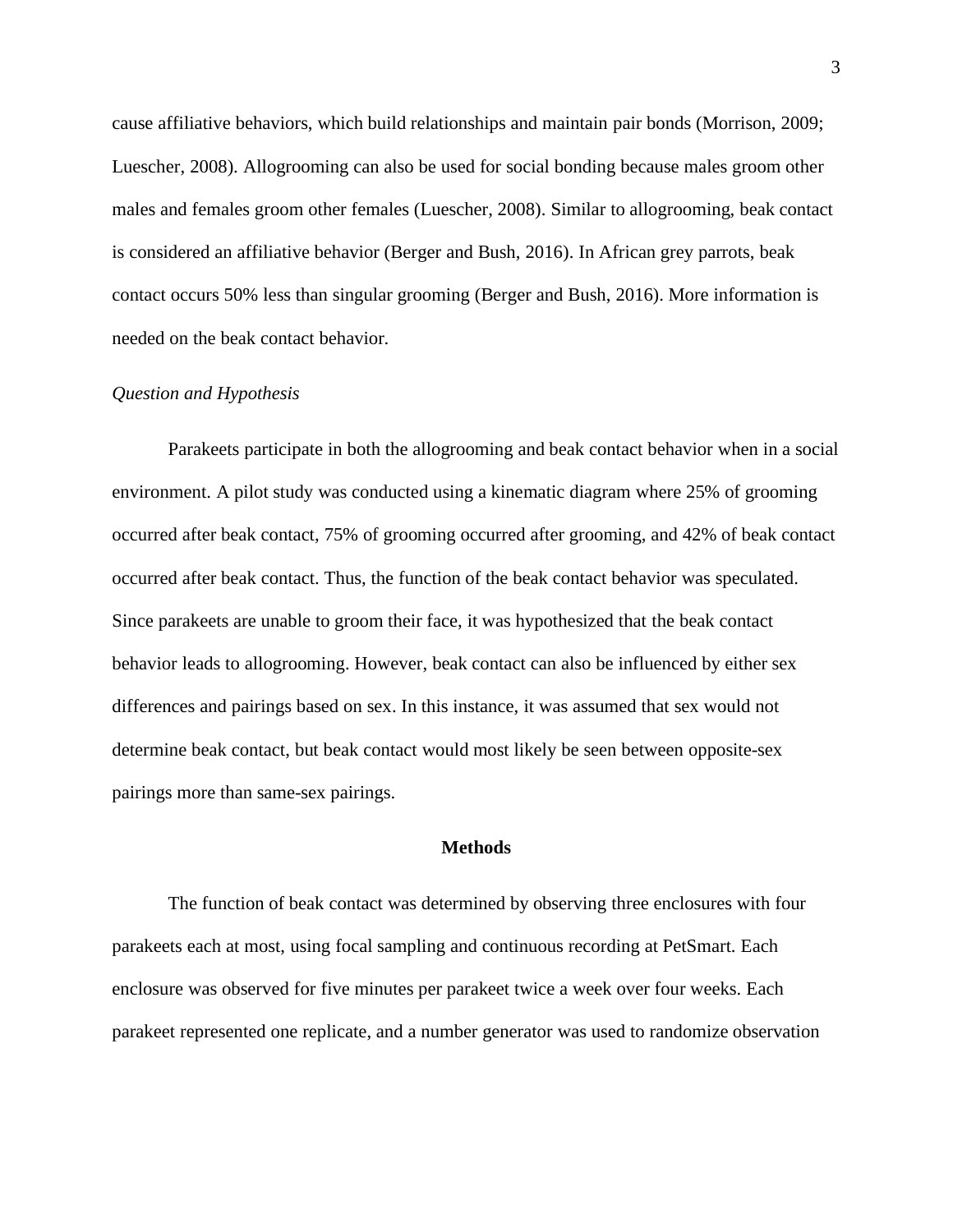cause affiliative behaviors, which build relationships and maintain pair bonds (Morrison, 2009; Luescher, 2008). Allogrooming can also be used for social bonding because males groom other males and females groom other females (Luescher, 2008). Similar to allogrooming, beak contact is considered an affiliative behavior (Berger and Bush, 2016). In African grey parrots, beak contact occurs 50% less than singular grooming (Berger and Bush, 2016). More information is needed on the beak contact behavior.

### *Question and Hypothesis*

Parakeets participate in both the allogrooming and beak contact behavior when in a social environment. A pilot study was conducted using a kinematic diagram where 25% of grooming occurred after beak contact, 75% of grooming occurred after grooming, and 42% of beak contact occurred after beak contact. Thus, the function of the beak contact behavior was speculated. Since parakeets are unable to groom their face, it was hypothesized that the beak contact behavior leads to allogrooming. However, beak contact can also be influenced by either sex differences and pairings based on sex. In this instance, it was assumed that sex would not determine beak contact, but beak contact would most likely be seen between opposite-sex pairings more than same-sex pairings.

## Methods

The function of beak contact was determined by observing three enclosures with four parakeets each at most, using focal sampling and continuous recording at PetSmart. Each enclosure was observed for five minutes per parakeet twice a week over four weeks. Each parakeet represented one replicate, and a number generator was used to randomize observation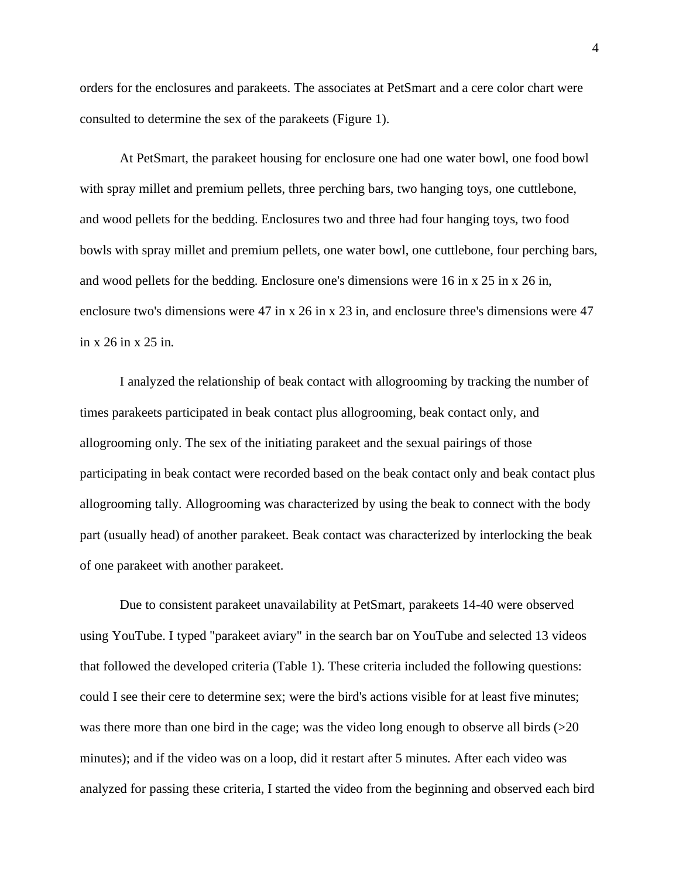orders for the enclosures and parakeets. The associates at PetSmart and a cere color chart were consulted to determine the sex of the parakeets (Figure 1).

At PetSmart, the parakeet housing for enclosure one had one water bowl, one food bowl with spray millet and premium pellets, three perching bars, two hanging toys, one cuttlebone, and wood pellets for the bedding. Enclosures two and three had four hanging toys, two food bowls with spray millet and premium pellets, one water bowl, one cuttlebone, four perching bars, and wood pellets for the bedding. Enclosure one's dimensions were 16 in x 25 in x 26 in, enclosure two's dimensions were 47 in x 26 in x 23 in, and enclosure three's dimensions were 47 in x 26 in x 25 in.

I analyzed the relationship of beak contact with allogrooming by tracking the number of times parakeets participated in beak contact plus allogrooming, beak contact only, and allogrooming only. The sex of the initiating parakeet and the sexual pairings of those participating in beak contact were recorded based on the beak contact only and beak contact plus allogrooming tally. Allogrooming was characterized by using the beak to connect with the body part (usually head) of another parakeet. Beak contact was characterized by interlocking the beak of one parakeet with another parakeet.

Due to consistent parakeet unavailability at PetSmart, parakeets 14-40 were observed using YouTube. I typed "parakeet aviary" in the search bar on YouTube and selected 13 videos that followed the developed criteria (Table 1). These criteria included the following questions: could I see their cere to determine sex; were the bird's actions visible for at least five minutes; was there more than one bird in the cage; was the video long enough to observe all birds (>20 minutes); and if the video was on a loop, did it restart after 5 minutes. After each video was analyzed for passing these criteria, I started the video from the beginning and observed each bird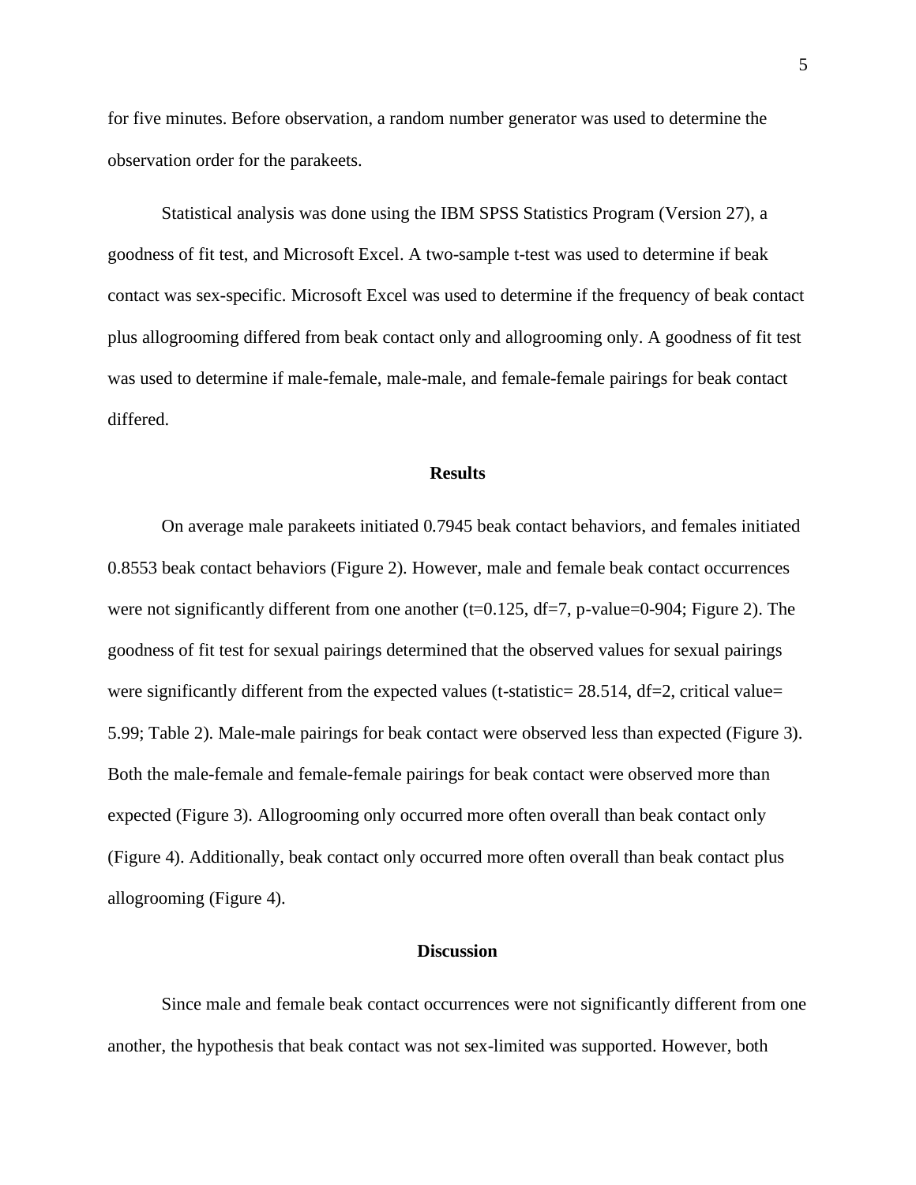for five minutes. Before observation, a random number generator was used to determine the observation order for the parakeets.

Statistical analysis was done using the IBM SPSS Statistics Program (Version 27), a goodness of fit test, and Microsoft Excel. A two-sample t-test was used to determine if beak contact was sex-specific. Microsoft Excel was used to determine if the frequency of beak contact plus allogrooming differed from beak contact only and allogrooming only. A goodness of fit test was used to determine if male-female, male-male, and female-female pairings for beak contact differed.

## Results

On average male parakeets initiated 0.7945 beak contact behaviors, and females initiated 0.8553 beak contact behaviors (Figure 2). However, male and female beak contact occurrences were not significantly different from one another (t=0.125, df=7, p-value=0-904; Figure 2). The goodness of fit test for sexual pairings determined that the observed values for sexual pairings were significantly different from the expected values (t-statistic= 28.514, df=2, critical value= 5.99; Table 2). Male-male pairings for beak contact were observed less than expected (Figure 3). Both the male-female and female-female pairings for beak contact were observed more than expected (Figure 3). Allogrooming only occurred more often overall than beak contact only (Figure 4). Additionally, beak contact only occurred more often overall than beak contact plus allogrooming (Figure 4).

## Discussion

Since male and female beak contact occurrences were not significantly different from one another, the hypothesis that beak contact was not sex-limited was supported. However, both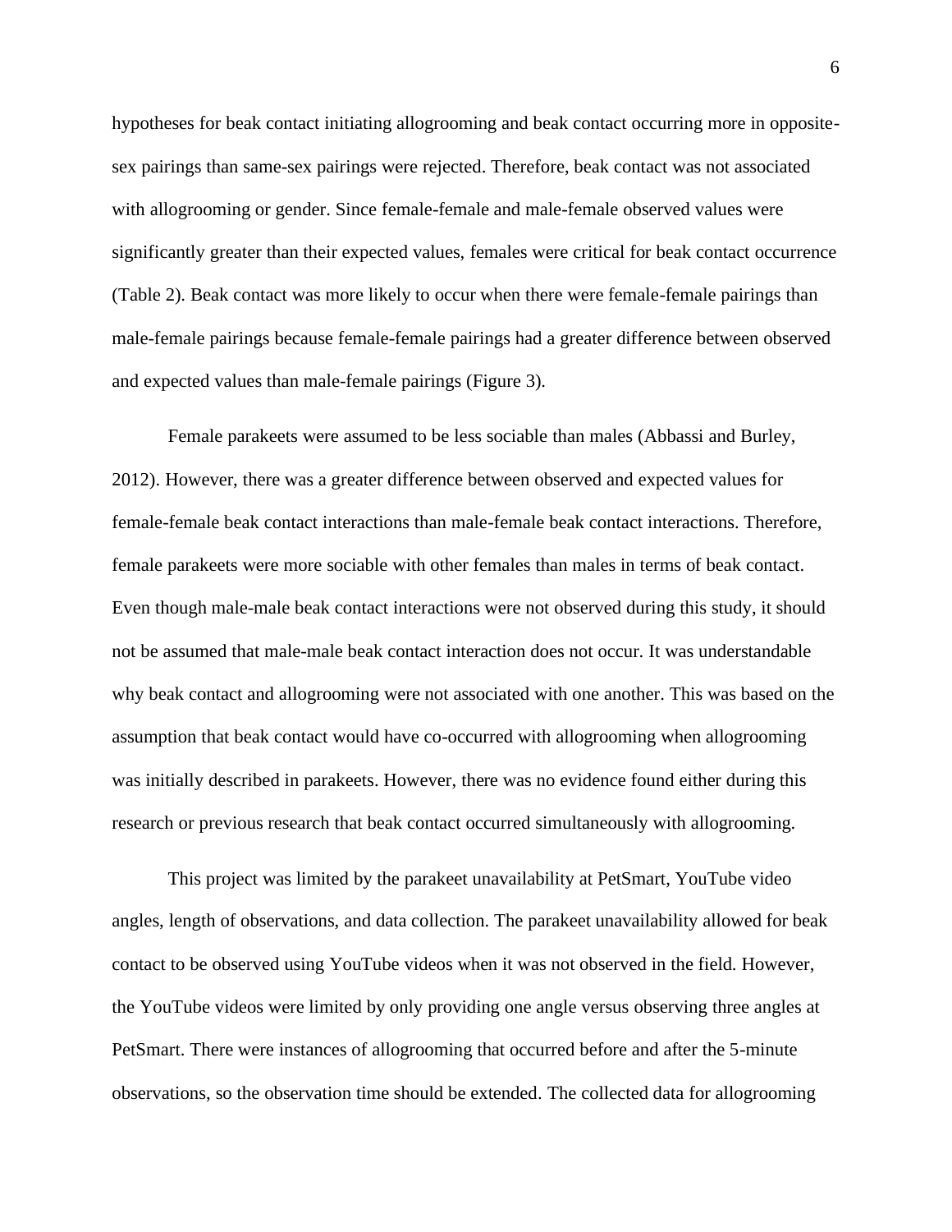hypotheses for beak contact initiating allogrooming and beak contact occurring more in opposite-sex pairings than same-sex pairings were rejected. Therefore, beak contact was not associated with allogrooming or gender. Since female-female and male-female observed values were significantly greater than their expected values, females were critical for beak contact occurrence (Table 2). Beak contact was more likely to occur when there were female-female pairings than male-female pairings because female-female pairings had a greater difference between observed and expected values than male-female pairings (Figure 3).

Female parakeets were assumed to be less sociable than males (Abbassi and Burley, 2012). However, there was a greater difference between observed and expected values for female-female beak contact interactions than male-female beak contact interactions. Therefore, female parakeets were more sociable with other females than males in terms of beak contact. Even though male-male beak contact interactions were not observed during this study, it should not be assumed that male-male beak contact interaction does not occur. It was understandable why beak contact and allogrooming were not associated with one another. This was based on the assumption that beak contact would have co-occurred with allogrooming when allogrooming was initially described in parakeets. However, there was no evidence found either during this research or previous research that beak contact occurred simultaneously with allogrooming.

This project was limited by the parakeet unavailability at PetSmart, YouTube video angles, length of observations, and data collection. The parakeet unavailability allowed for beak contact to be observed using YouTube videos when it was not observed in the field. However, the YouTube videos were limited by only providing one angle versus observing three angles at PetSmart. There were instances of allogrooming that occurred before and after the 5-minute observations, so the observation time should be extended. The collected data for allogrooming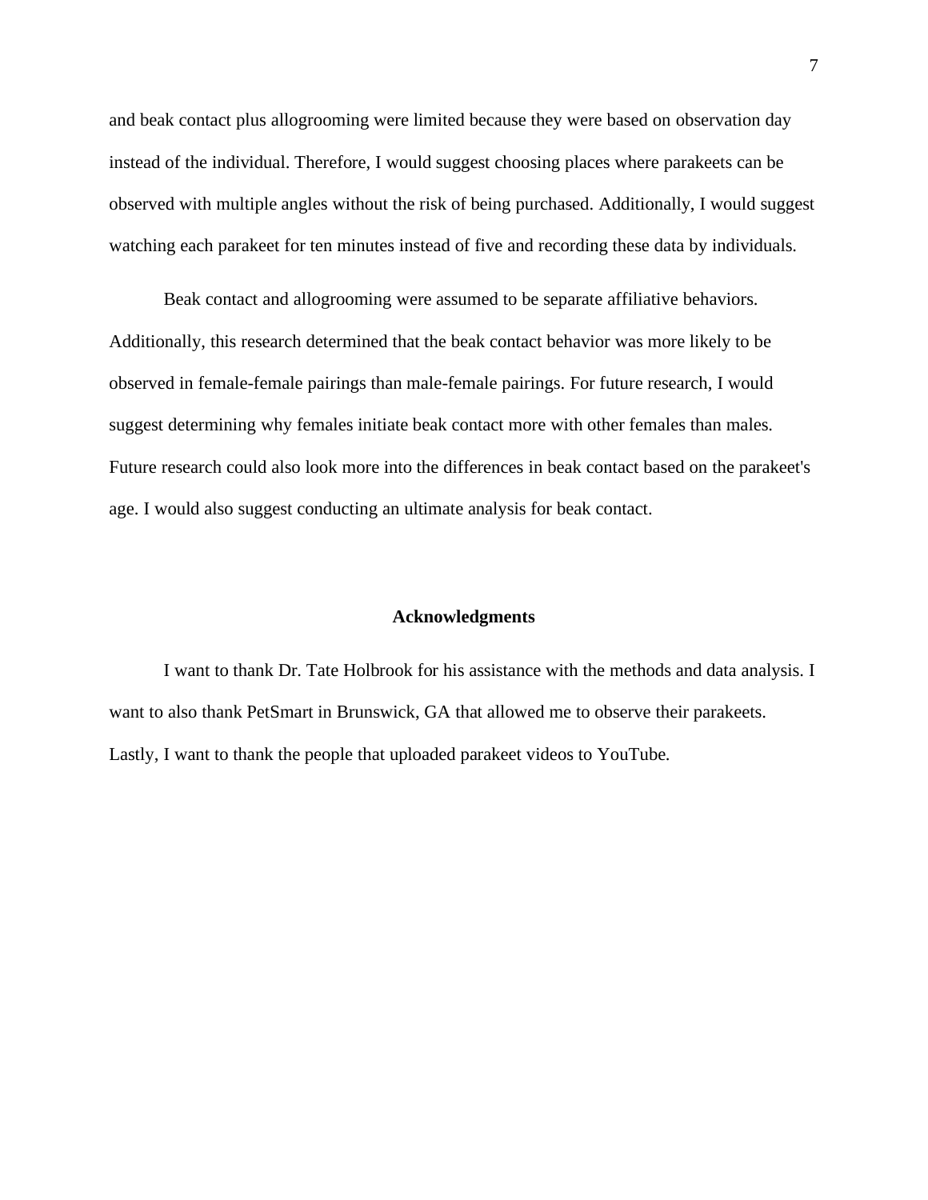and beak contact plus allogrooming were limited because they were based on observation day instead of the individual. Therefore, I would suggest choosing places where parakeets can be observed with multiple angles without the risk of being purchased. Additionally, I would suggest watching each parakeet for ten minutes instead of five and recording these data by individuals.

Beak contact and allogrooming were assumed to be separate affiliative behaviors. Additionally, this research determined that the beak contact behavior was more likely to be observed in female-female pairings than male-female pairings. For future research, I would suggest determining why females initiate beak contact more with other females than males. Future research could also look more into the differences in beak contact based on the parakeet's age. I would also suggest conducting an ultimate analysis for beak contact.

## Acknowledgments

I want to thank Dr. Tate Holbrook for his assistance with the methods and data analysis. I want to also thank PetSmart in Brunswick, GA that allowed me to observe their parakeets. Lastly, I want to thank the people that uploaded parakeet videos to YouTube.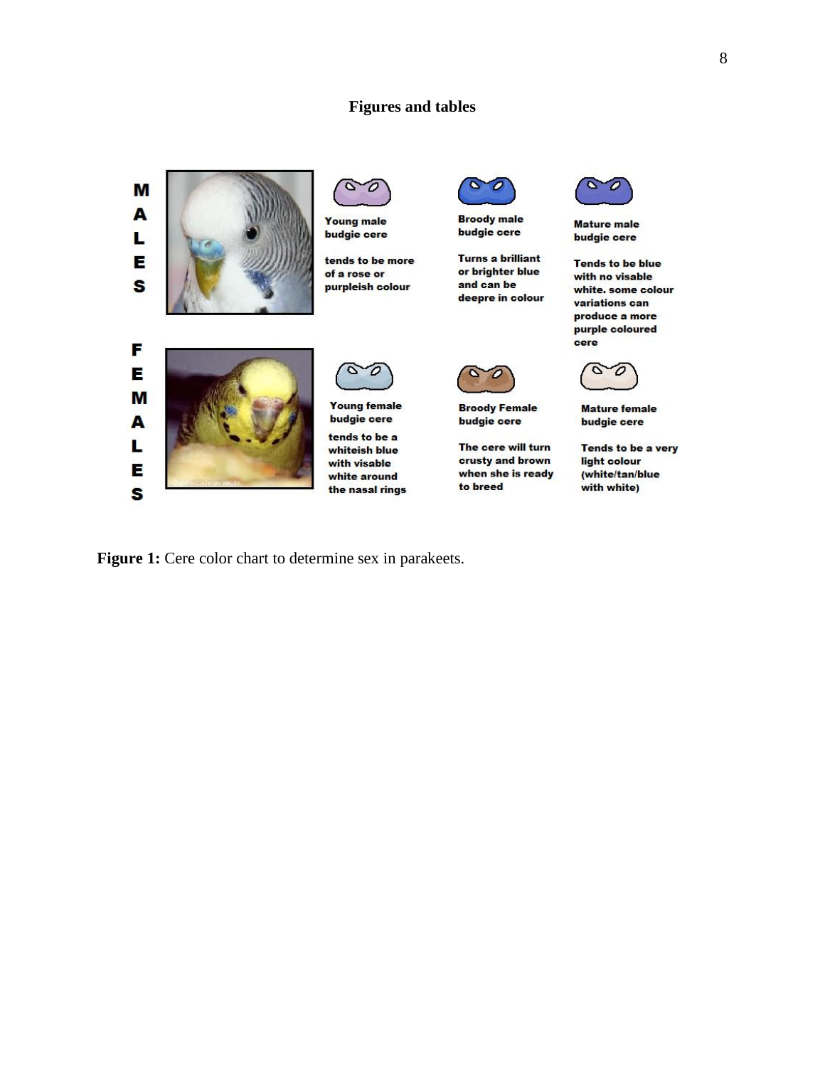# Figures and tables

| | Young | Broody | Mature |
|---|---|---|---|
| MALES | **Young male budgie cere** tends to be more of a rose or purpleish colour | **Broody male budgie cere** Turns a brilliant or brighter blue and can be deepre in colour | **Mature male budgie cere** Tends to be blue with no visable white. some colour variations can produce a more purple coloured cere |
| FEMALES | **Young female budgie cere** tends to be a whiteish blue with visable white around the nasal rings | **Broody Female budgie cere** The cere will turn crusty and brown when she is ready to breed | **Mature female budgie cere** Tends to be a very light colour (white/tan/blue with white) |

**Figure 1:** Cere color chart to determine sex in parakeets.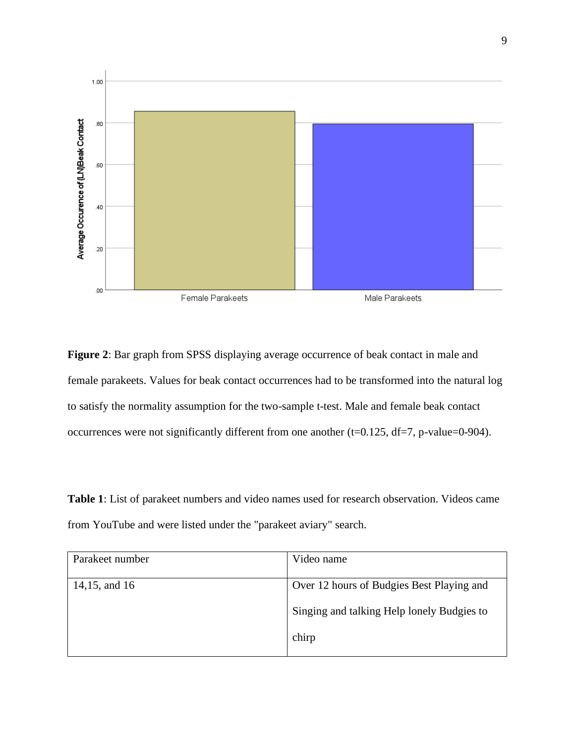**Figure 2**: Bar graph from SPSS displaying average occurrence of beak contact in male and female parakeets. Values for beak contact occurrences had to be transformed into the natural log to satisfy the normality assumption for the two-sample t-test. Male and female beak contact occurrences were not significantly different from one another ($t=0.125$, $df=7$, p-value=0-904).

**Table 1**: List of parakeet numbers and video names used for research observation. Videos came from YouTube and were listed under the "parakeet aviary" search.

| Parakeet number | Video name |
| --- | --- |
| 14,15, and 16 | Over 12 hours of Budgies Best Playing and Singing and talking Help lonely Budgies to chirp |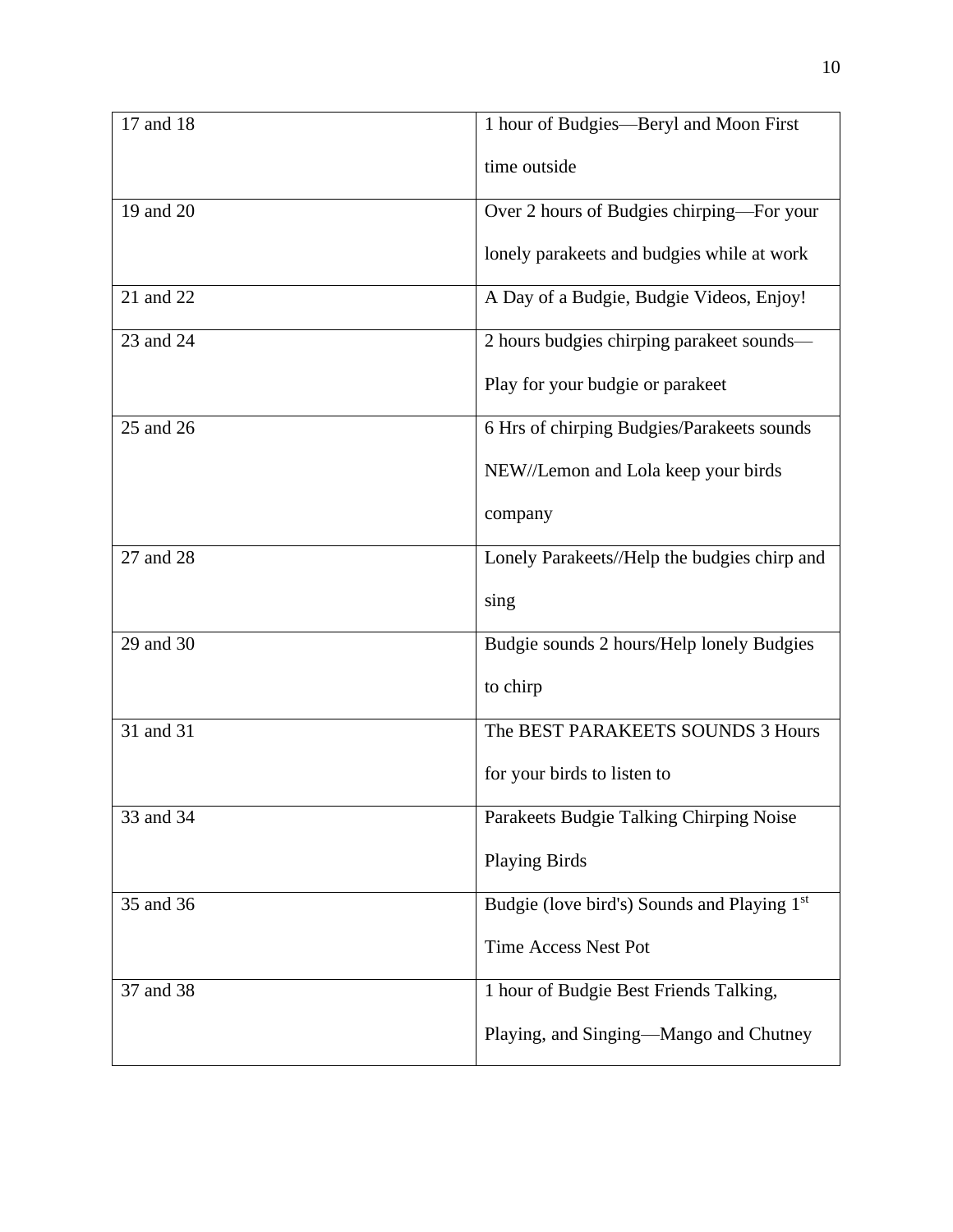| 17 and 18 | 1 hour of Budgies—Beryl and Moon First time outside |
|---|---|
| 19 and 20 | Over 2 hours of Budgies chirping—For your lonely parakeets and budgies while at work |
| 21 and 22 | A Day of a Budgie, Budgie Videos, Enjoy! |
| 23 and 24 | 2 hours budgies chirping parakeet sounds—Play for your budgie or parakeet |
| 25 and 26 | 6 Hrs of chirping Budgies/Parakeets sounds NEW//Lemon and Lola keep your birds company |
| 27 and 28 | Lonely Parakeets//Help the budgies chirp and sing |
| 29 and 30 | Budgie sounds 2 hours/Help lonely Budgies to chirp |
| 31 and 31 | The BEST PARAKEETS SOUNDS 3 Hours for your birds to listen to |
| 33 and 34 | Parakeets Budgie Talking Chirping Noise Playing Birds |
| 35 and 36 | Budgie (love bird's) Sounds and Playing 1st Time Access Nest Pot |
| 37 and 38 | 1 hour of Budgie Best Friends Talking, Playing, and Singing—Mango and Chutney |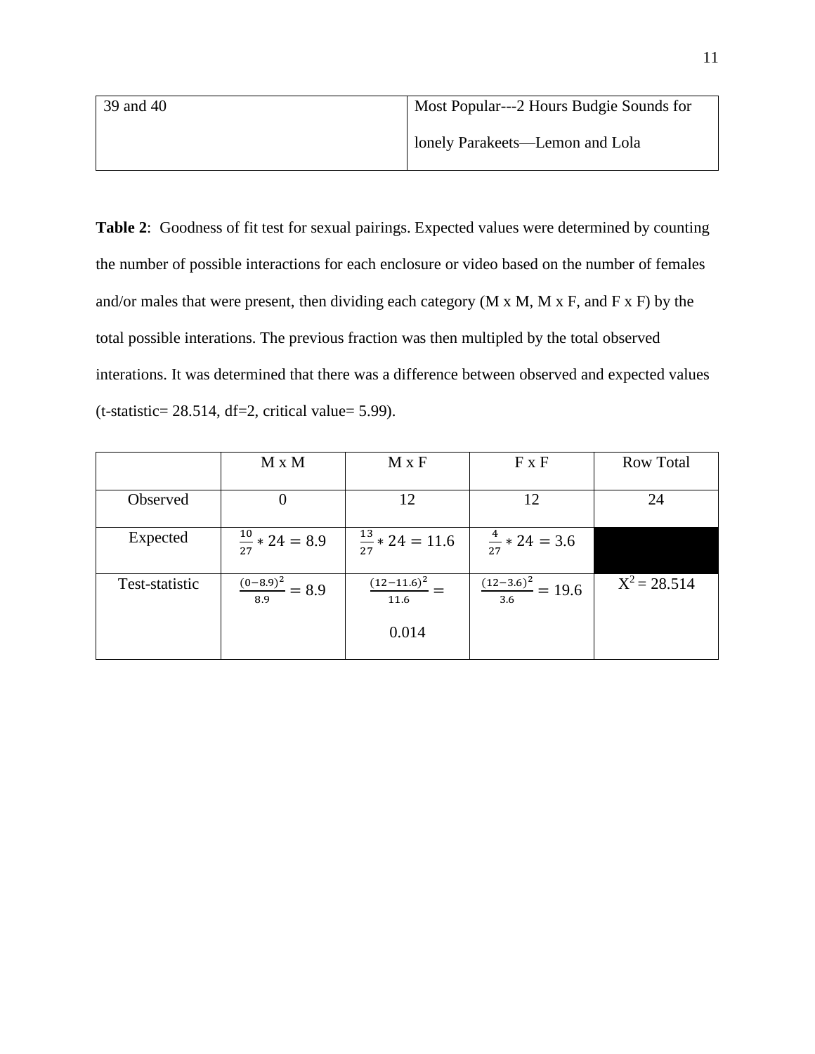| 39 and 40 | Most Popular---2 Hours Budgie Sounds for lonely Parakeets—Lemon and Lola |
|---|---|

**Table 2**: Goodness of fit test for sexual pairings. Expected values were determined by counting the number of possible interactions for each enclosure or video based on the number of females and/or males that were present, then dividing each category (M x M, M x F, and F x F) by the total possible interations. The previous fraction was then multipled by the total observed interations. It was determined that there was a difference between observed and expected values (t-statistic= 28.514, df=2, critical value= 5.99).

| | M x M | M x F | F x F | Row Total |
|---|---|---|---|---|
| Observed | 0 | 12 | 12 | 24 |
| Expected | $\frac{10}{27} * 24 = 8.9$ | $\frac{13}{27} * 24 = 11.6$ | $\frac{4}{27} * 24 = 3.6$ | |
| Test-statistic | $\frac{(0-8.9)^2}{8.9} = 8.9$ | $\frac{(12-11.6)^2}{11.6} =$ 0.014 | $\frac{(12-3.6)^2}{3.6} = 19.6$ | $X^2 = 28.514$ |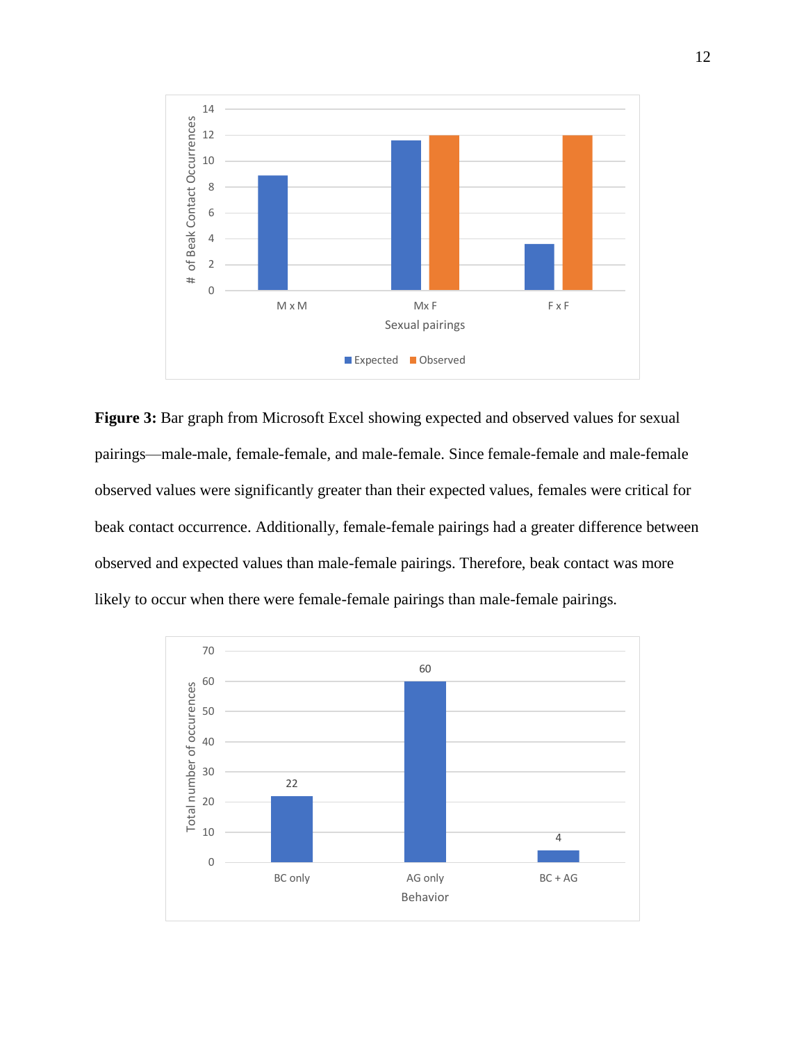**Figure 3:** Bar graph from Microsoft Excel showing expected and observed values for sexual pairings—male-male, female-female, and male-female. Since female-female and male-female observed values were significantly greater than their expected values, females were critical for beak contact occurrence. Additionally, female-female pairings had a greater difference between observed and expected values than male-female pairings. Therefore, beak contact was more likely to occur when there were female-female pairings than male-female pairings.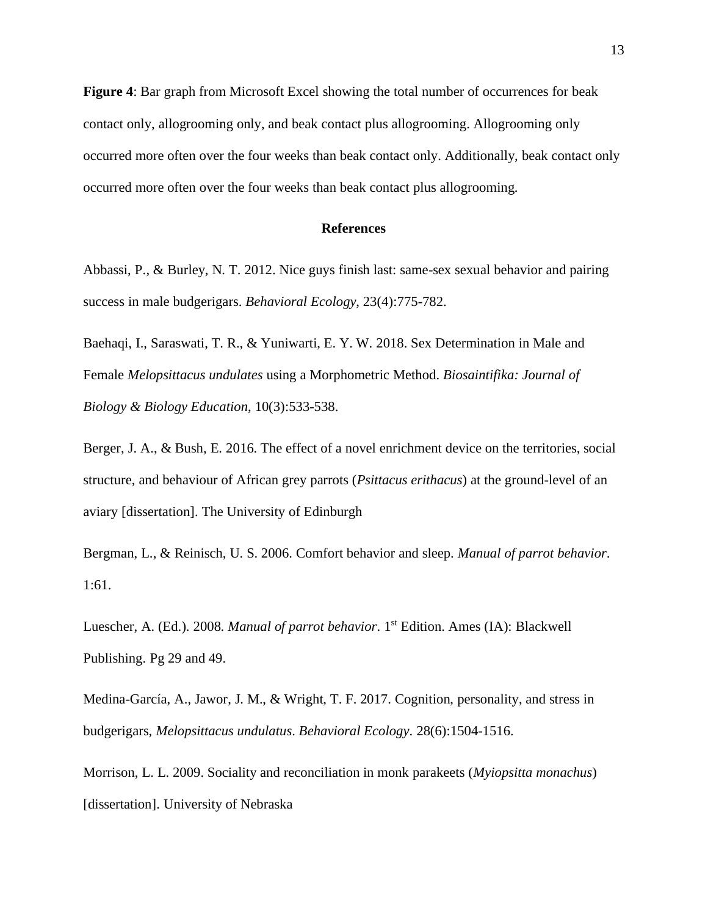**Figure 4**: Bar graph from Microsoft Excel showing the total number of occurrences for beak contact only, allogrooming only, and beak contact plus allogrooming. Allogrooming only occurred more often over the four weeks than beak contact only. Additionally, beak contact only occurred more often over the four weeks than beak contact plus allogrooming.

## References

Abbassi, P., & Burley, N. T. 2012. Nice guys finish last: same-sex sexual behavior and pairing success in male budgerigars. *Behavioral Ecology*, 23(4):775-782.

Baehaqi, I., Saraswati, T. R., & Yuniwarti, E. Y. W. 2018. Sex Determination in Male and Female *Melopsittacus undulates* using a Morphometric Method. *Biosaintifika: Journal of Biology & Biology Education*, 10(3):533-538.

Berger, J. A., & Bush, E. 2016. The effect of a novel enrichment device on the territories, social structure, and behaviour of African grey parrots (*Psittacus erithacus*) at the ground-level of an aviary [dissertation]. The University of Edinburgh

Bergman, L., & Reinisch, U. S. 2006. Comfort behavior and sleep. *Manual of parrot behavior*. 1:61.

Luescher, A. (Ed.). 2008. *Manual of parrot behavior*. 1st Edition. Ames (IA): Blackwell Publishing. Pg 29 and 49.

Medina-García, A., Jawor, J. M., & Wright, T. F. 2017. Cognition, personality, and stress in budgerigars, *Melopsittacus undulatus*. *Behavioral Ecology*. 28(6):1504-1516.

Morrison, L. L. 2009. Sociality and reconciliation in monk parakeets (*Myiopsitta monachus*) [dissertation]. University of Nebraska